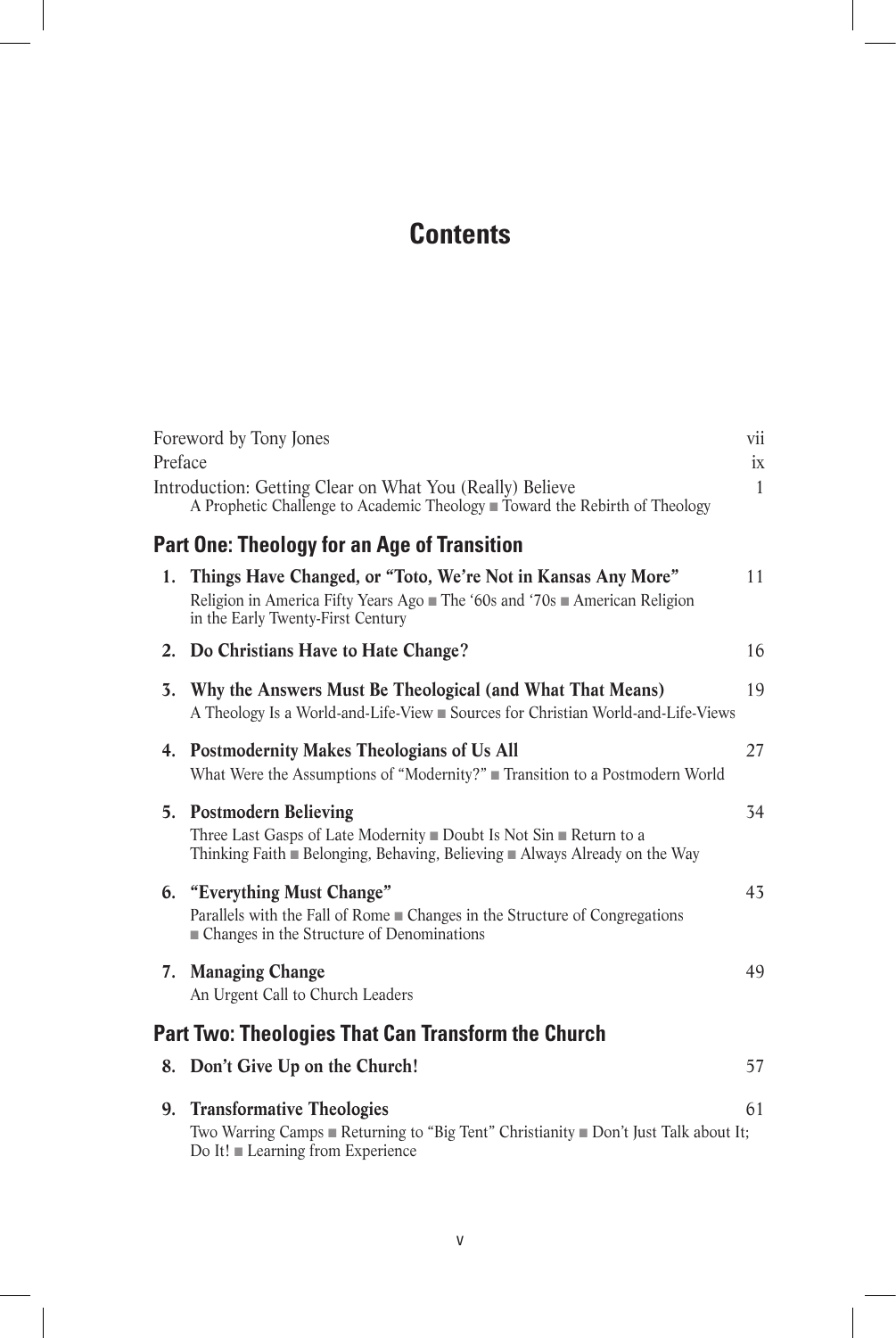# Contents

Foreword by Tony Jones vii

Preface ix

Introduction: Getting Clear on What You (Really) Believe 1
A Prophetic Challenge to Academic Theology ■ Toward the Rebirth of Theology

## Part One: Theology for an Age of Transition

**1. Things Have Changed, or "Toto, We're Not in Kansas Any More"** 11
Religion in America Fifty Years Ago ■ The '60s and '70s ■ American Religion in the Early Twenty-First Century

**2. Do Christians Have to Hate Change?** 16

**3. Why the Answers Must Be Theological (and What That Means)** 19
A Theology Is a World-and-Life-View ■ Sources for Christian World-and-Life-Views

**4. Postmodernity Makes Theologians of Us All** 27
What Were the Assumptions of "Modernity?" ■ Transition to a Postmodern World

**5. Postmodern Believing** 34
Three Last Gasps of Late Modernity ■ Doubt Is Not Sin ■ Return to a Thinking Faith ■ Belonging, Behaving, Believing ■ Always Already on the Way

**6. "Everything Must Change"** 43
Parallels with the Fall of Rome ■ Changes in the Structure of Congregations ■ Changes in the Structure of Denominations

**7. Managing Change** 49
An Urgent Call to Church Leaders

## Part Two: Theologies That Can Transform the Church

**8. Don't Give Up on the Church!** 57

**9. Transformative Theologies** 61
Two Warring Camps ■ Returning to "Big Tent" Christianity ■ Don't Just Talk about It; Do It! ■ Learning from Experience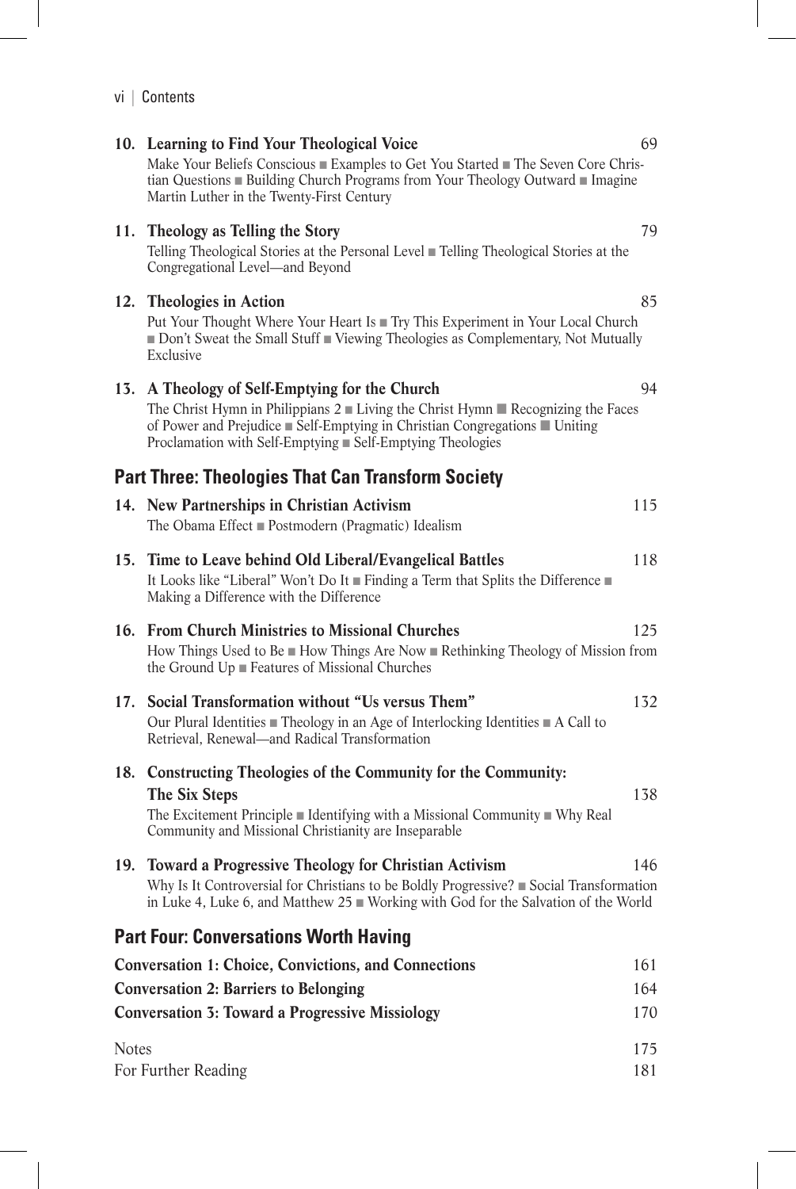**10. Learning to Find Your Theological Voice** 69

Make Your Beliefs Conscious ■ Examples to Get You Started ■ The Seven Core Christian Questions ■ Building Church Programs from Your Theology Outward ■ Imagine Martin Luther in the Twenty-First Century

**11. Theology as Telling the Story** 79

Telling Theological Stories at the Personal Level ■ Telling Theological Stories at the Congregational Level—and Beyond

**12. Theologies in Action** 85

Put Your Thought Where Your Heart Is ■ Try This Experiment in Your Local Church ■ Don't Sweat the Small Stuff ■ Viewing Theologies as Complementary, Not Mutually Exclusive

**13. A Theology of Self-Emptying for the Church** 94

The Christ Hymn in Philippians 2 ■ Living the Christ Hymn ■ Recognizing the Faces of Power and Prejudice ■ Self-Emptying in Christian Congregations ■ Uniting Proclamation with Self-Emptying ■ Self-Emptying Theologies

## Part Three: Theologies That Can Transform Society

**14. New Partnerships in Christian Activism** 115

The Obama Effect ■ Postmodern (Pragmatic) Idealism

**15. Time to Leave behind Old Liberal/Evangelical Battles** 118

It Looks like "Liberal" Won't Do It ■ Finding a Term that Splits the Difference ■ Making a Difference with the Difference

**16. From Church Ministries to Missional Churches** 125

How Things Used to Be ■ How Things Are Now ■ Rethinking Theology of Mission from the Ground Up ■ Features of Missional Churches

**17. Social Transformation without "Us versus Them"** 132

Our Plural Identities ■ Theology in an Age of Interlocking Identities ■ A Call to Retrieval, Renewal—and Radical Transformation

**18. Constructing Theologies of the Community for the Community: The Six Steps** 138

The Excitement Principle ■ Identifying with a Missional Community ■ Why Real Community and Missional Christianity are Inseparable

**19. Toward a Progressive Theology for Christian Activism** 146

Why Is It Controversial for Christians to be Boldly Progressive? ■ Social Transformation in Luke 4, Luke 6, and Matthew 25 ■ Working with God for the Salvation of the World

## Part Four: Conversations Worth Having

**Conversation 1: Choice, Convictions, and Connections** 161

**Conversation 2: Barriers to Belonging** 164

**Conversation 3: Toward a Progressive Missiology** 170

Notes 175

For Further Reading 181